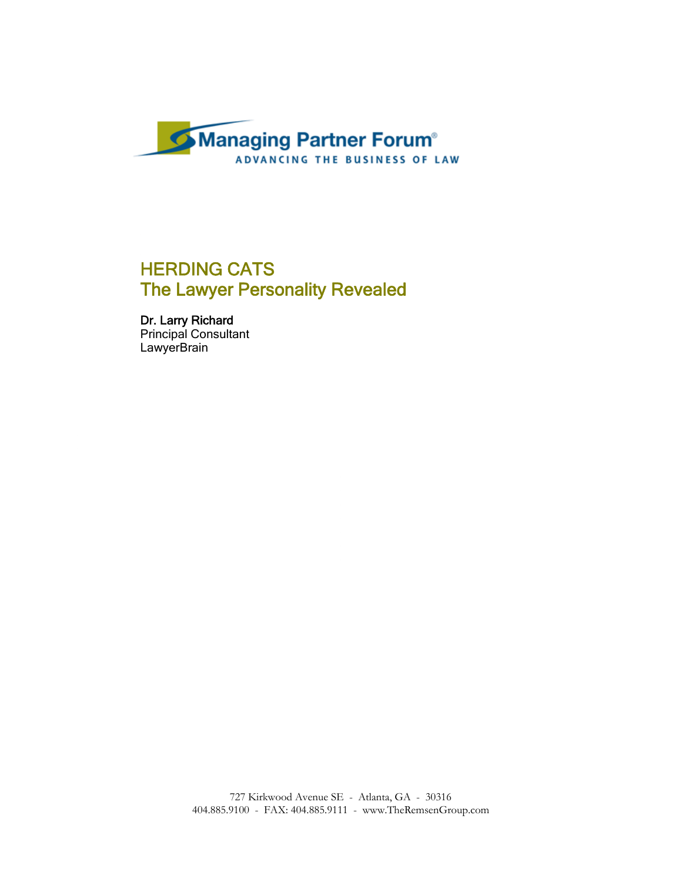Managing Partner Forum®

ADVANCING THE BUSINESS OF LAW

# HERDING CATS
## The Lawyer Personality Revealed

**Dr. Larry Richard**
Principal Consultant
LawyerBrain

727 Kirkwood Avenue SE - Atlanta, GA - 30316
404.885.9100 - FAX: 404.885.9111 - www.TheRemsenGroup.com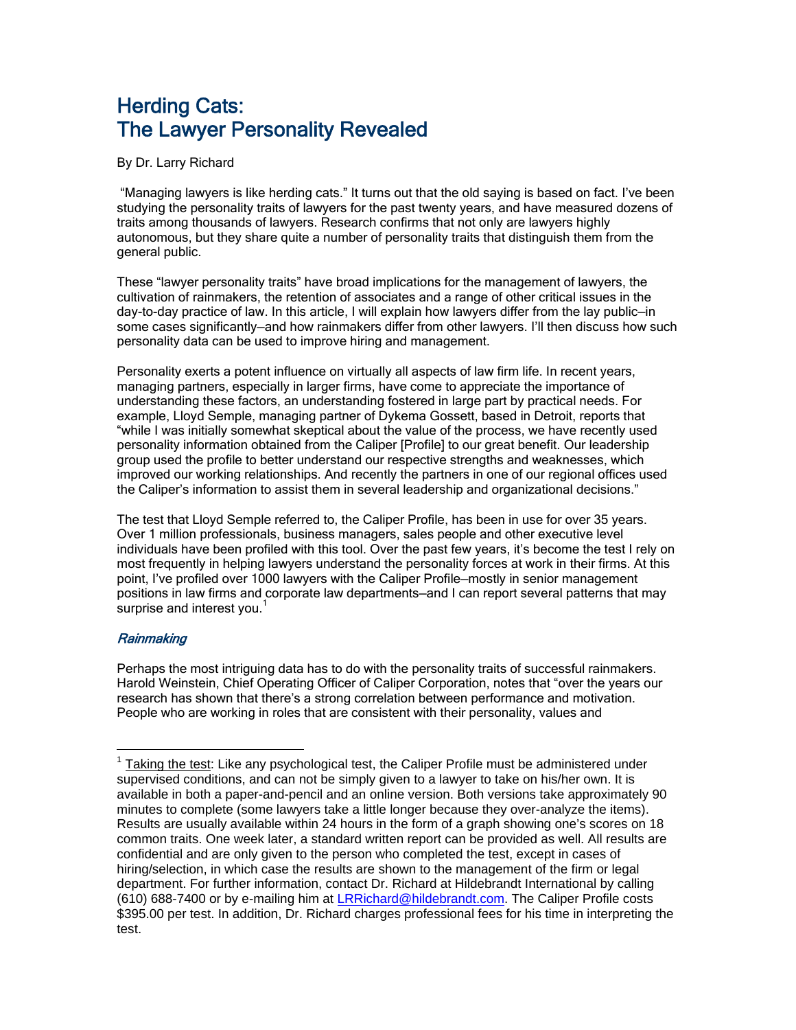# Herding Cats:
# The Lawyer Personality Revealed

By Dr. Larry Richard

"Managing lawyers is like herding cats." It turns out that the old saying is based on fact. I've been studying the personality traits of lawyers for the past twenty years, and have measured dozens of traits among thousands of lawyers. Research confirms that not only are lawyers highly autonomous, but they share quite a number of personality traits that distinguish them from the general public.

These "lawyer personality traits" have broad implications for the management of lawyers, the cultivation of rainmakers, the retention of associates and a range of other critical issues in the day-to-day practice of law. In this article, I will explain how lawyers differ from the lay public—in some cases significantly—and how rainmakers differ from other lawyers. I'll then discuss how such personality data can be used to improve hiring and management.

Personality exerts a potent influence on virtually all aspects of law firm life. In recent years, managing partners, especially in larger firms, have come to appreciate the importance of understanding these factors, an understanding fostered in large part by practical needs. For example, Lloyd Semple, managing partner of Dykema Gossett, based in Detroit, reports that "while I was initially somewhat skeptical about the value of the process, we have recently used personality information obtained from the Caliper [Profile] to our great benefit. Our leadership group used the profile to better understand our respective strengths and weaknesses, which improved our working relationships. And recently the partners in one of our regional offices used the Caliper's information to assist them in several leadership and organizational decisions."

The test that Lloyd Semple referred to, the Caliper Profile, has been in use for over 35 years. Over 1 million professionals, business managers, sales people and other executive level individuals have been profiled with this tool. Over the past few years, it's become the test I rely on most frequently in helping lawyers understand the personality forces at work in their firms. At this point, I've profiled over 1000 lawyers with the Caliper Profile—mostly in senior management positions in law firms and corporate law departments—and I can report several patterns that may surprise and interest you.[1]

### *Rainmaking*

Perhaps the most intriguing data has to do with the personality traits of successful rainmakers. Harold Weinstein, Chief Operating Officer of Caliper Corporation, notes that "over the years our research has shown that there's a strong correlation between performance and motivation. People who are working in roles that are consistent with their personality, values and

---

[1] Taking the test: Like any psychological test, the Caliper Profile must be administered under supervised conditions, and can not be simply given to a lawyer to take on his/her own. It is available in both a paper-and-pencil and an online version. Both versions take approximately 90 minutes to complete (some lawyers take a little longer because they over-analyze the items). Results are usually available within 24 hours in the form of a graph showing one's scores on 18 common traits. One week later, a standard written report can be provided as well. All results are confidential and are only given to the person who completed the test, except in cases of hiring/selection, in which case the results are shown to the management of the firm or legal department. For further information, contact Dr. Richard at Hildebrandt International by calling (610) 688-7400 or by e-mailing him at LRRichard@hildebrandt.com. The Caliper Profile costs $395.00 per test. In addition, Dr. Richard charges professional fees for his time in interpreting the test.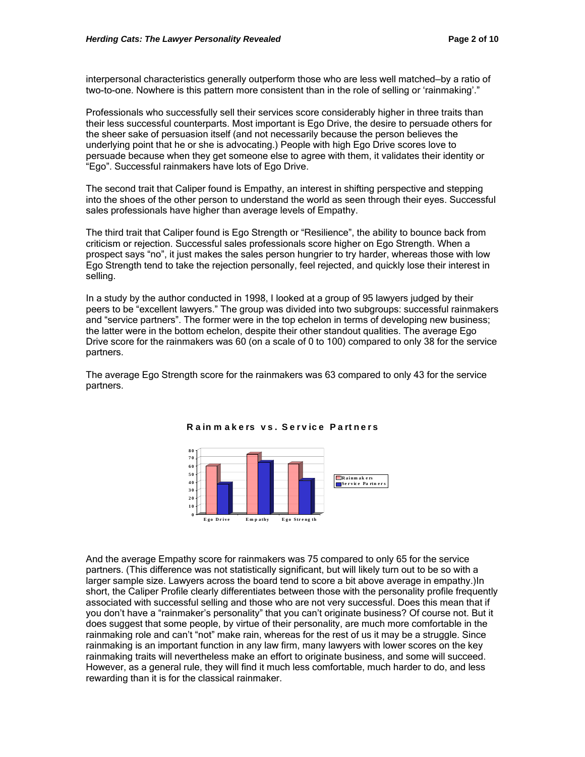interpersonal characteristics generally outperform those who are less well matched—by a ratio of two-to-one. Nowhere is this pattern more consistent than in the role of selling or 'rainmaking'."

Professionals who successfully sell their services score considerably higher in three traits than their less successful counterparts. Most important is Ego Drive, the desire to persuade others for the sheer sake of persuasion itself (and not necessarily because the person believes the underlying point that he or she is advocating.) People with high Ego Drive scores love to persuade because when they get someone else to agree with them, it validates their identity or "Ego". Successful rainmakers have lots of Ego Drive.

The second trait that Caliper found is Empathy, an interest in shifting perspective and stepping into the shoes of the other person to understand the world as seen through their eyes. Successful sales professionals have higher than average levels of Empathy.

The third trait that Caliper found is Ego Strength or "Resilience", the ability to bounce back from criticism or rejection. Successful sales professionals score higher on Ego Strength. When a prospect says "no", it just makes the sales person hungrier to try harder, whereas those with low Ego Strength tend to take the rejection personally, feel rejected, and quickly lose their interest in selling.

In a study by the author conducted in 1998, I looked at a group of 95 lawyers judged by their peers to be "excellent lawyers." The group was divided into two subgroups: successful rainmakers and "service partners". The former were in the top echelon in terms of developing new business; the latter were in the bottom echelon, despite their other standout qualities. The average Ego Drive score for the rainmakers was 60 (on a scale of 0 to 100) compared to only 38 for the service partners.

The average Ego Strength score for the rainmakers was 63 compared to only 43 for the service partners.

**Rainmakers vs. Service Partners**

| | Ego Drive | Empathy | Ego Strength |
|---|---|---|---|
| Rainmakers | 60 | 75 | 63 |
| Service Partners | 38 | 65 | 43 |

And the average Empathy score for rainmakers was 75 compared to only 65 for the service partners. (This difference was not statistically significant, but will likely turn out to be so with a larger sample size. Lawyers across the board tend to score a bit above average in empathy.)In short, the Caliper Profile clearly differentiates between those with the personality profile frequently associated with successful selling and those who are not very successful. Does this mean that if you don't have a "rainmaker's personality" that you can't originate business? Of course not. But it does suggest that some people, by virtue of their personality, are much more comfortable in the rainmaking role and can't "not" make rain, whereas for the rest of us it may be a struggle. Since rainmaking is an important function in any law firm, many lawyers with lower scores on the key rainmaking traits will nevertheless make an effort to originate business, and some will succeed. However, as a general rule, they will find it much less comfortable, much harder to do, and less rewarding than it is for the classical rainmaker.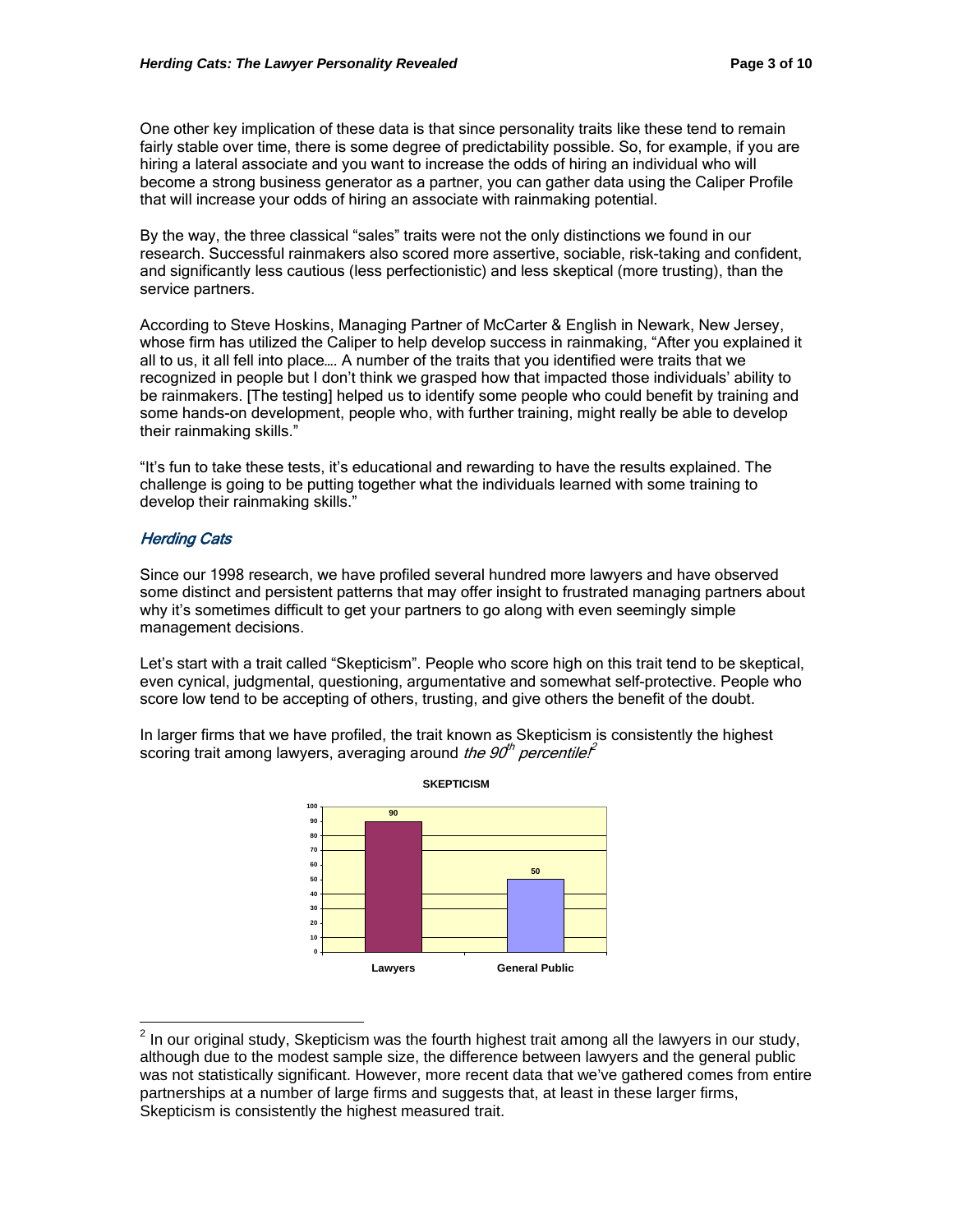One other key implication of these data is that since personality traits like these tend to remain fairly stable over time, there is some degree of predictability possible. So, for example, if you are hiring a lateral associate and you want to increase the odds of hiring an individual who will become a strong business generator as a partner, you can gather data using the Caliper Profile that will increase your odds of hiring an associate with rainmaking potential.

By the way, the three classical "sales" traits were not the only distinctions we found in our research. Successful rainmakers also scored more assertive, sociable, risk-taking and confident, and significantly less cautious (less perfectionistic) and less skeptical (more trusting), than the service partners.

According to Steve Hoskins, Managing Partner of McCarter & English in Newark, New Jersey, whose firm has utilized the Caliper to help develop success in rainmaking, "After you explained it all to us, it all fell into place…. A number of the traits that you identified were traits that we recognized in people but I don't think we grasped how that impacted those individuals' ability to be rainmakers. [The testing] helped us to identify some people who could benefit by training and some hands-on development, people who, with further training, might really be able to develop their rainmaking skills."

"It's fun to take these tests, it's educational and rewarding to have the results explained. The challenge is going to be putting together what the individuals learned with some training to develop their rainmaking skills."

## *Herding Cats*

Since our 1998 research, we have profiled several hundred more lawyers and have observed some distinct and persistent patterns that may offer insight to frustrated managing partners about why it's sometimes difficult to get your partners to go along with even seemingly simple management decisions.

Let's start with a trait called "Skepticism". People who score high on this trait tend to be skeptical, even cynical, judgmental, questioning, argumentative and somewhat self-protective. People who score low tend to be accepting of others, trusting, and give others the benefit of the doubt.

In larger firms that we have profiled, the trait known as Skepticism is consistently the highest scoring trait among lawyers, averaging around *the 90th percentile!*[2]

**SKEPTICISM**

| | Lawyers | General Public |
|---|---|---|
| Skepticism | 90 | 50 |

[2] In our original study, Skepticism was the fourth highest trait among all the lawyers in our study, although due to the modest sample size, the difference between lawyers and the general public was not statistically significant. However, more recent data that we've gathered comes from entire partnerships at a number of large firms and suggests that, at least in these larger firms, Skepticism is consistently the highest measured trait.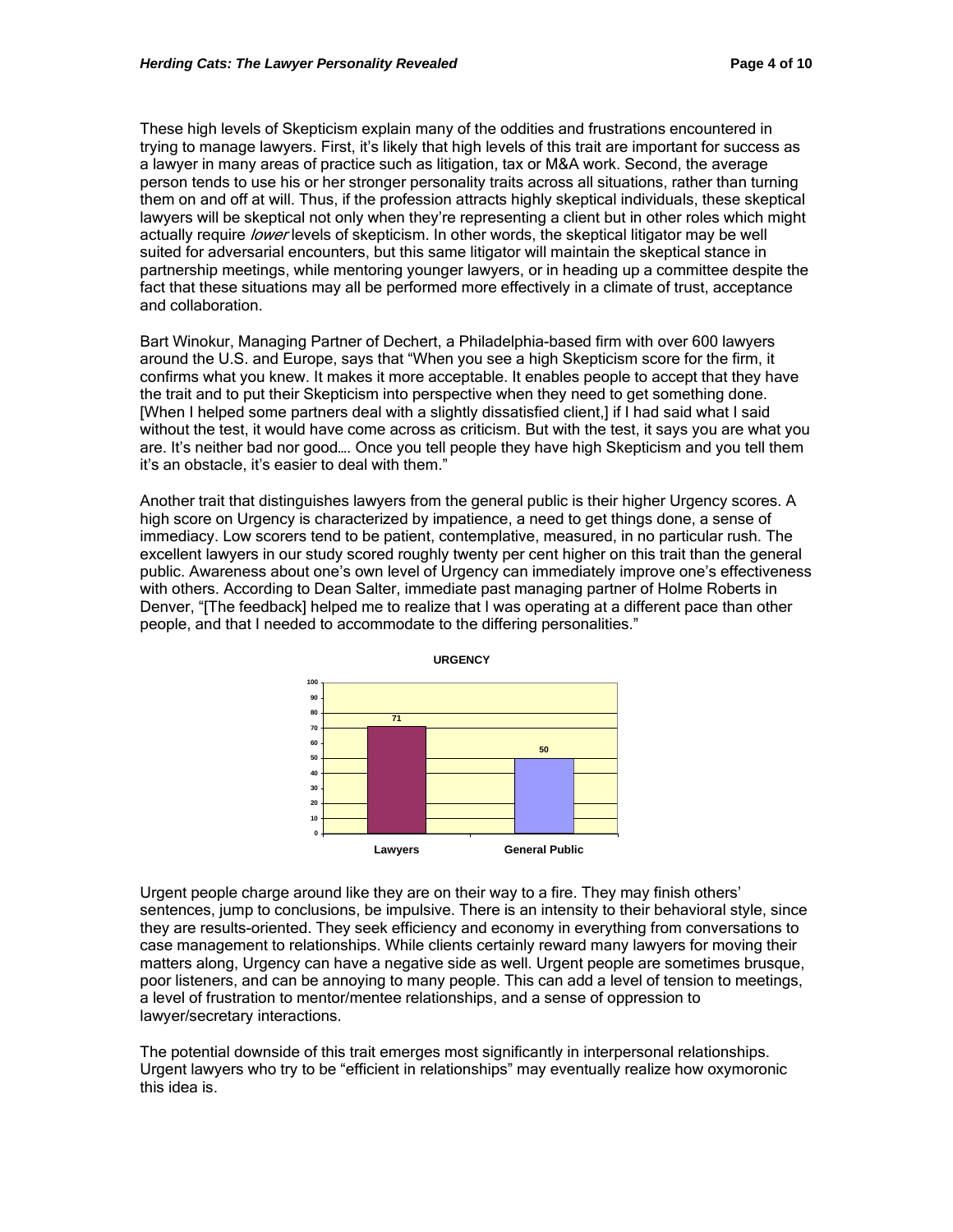These high levels of Skepticism explain many of the oddities and frustrations encountered in trying to manage lawyers. First, it's likely that high levels of this trait are important for success as a lawyer in many areas of practice such as litigation, tax or M&A work. Second, the average person tends to use his or her stronger personality traits across all situations, rather than turning them on and off at will. Thus, if the profession attracts highly skeptical individuals, these skeptical lawyers will be skeptical not only when they're representing a client but in other roles which might actually require *lower* levels of skepticism. In other words, the skeptical litigator may be well suited for adversarial encounters, but this same litigator will maintain the skeptical stance in partnership meetings, while mentoring younger lawyers, or in heading up a committee despite the fact that these situations may all be performed more effectively in a climate of trust, acceptance and collaboration.

Bart Winokur, Managing Partner of Dechert, a Philadelphia-based firm with over 600 lawyers around the U.S. and Europe, says that "When you see a high Skepticism score for the firm, it confirms what you knew. It makes it more acceptable. It enables people to accept that they have the trait and to put their Skepticism into perspective when they need to get something done. [When I helped some partners deal with a slightly dissatisfied client,] if I had said what I said without the test, it would have come across as criticism. But with the test, it says you are what you are. It's neither bad nor good…. Once you tell people they have high Skepticism and you tell them it's an obstacle, it's easier to deal with them."

Another trait that distinguishes lawyers from the general public is their higher Urgency scores. A high score on Urgency is characterized by impatience, a need to get things done, a sense of immediacy. Low scorers tend to be patient, contemplative, measured, in no particular rush. The excellent lawyers in our study scored roughly twenty per cent higher on this trait than the general public. Awareness about one's own level of Urgency can immediately improve one's effectiveness with others. According to Dean Salter, immediate past managing partner of Holme Roberts in Denver, "[The feedback] helped me to realize that I was operating at a different pace than other people, and that I needed to accommodate to the differing personalities."

**URGENCY**

| | Lawyers | General Public |
|---|---|---|
| Urgency | 71 | 50 |

Urgent people charge around like they are on their way to a fire. They may finish others' sentences, jump to conclusions, be impulsive. There is an intensity to their behavioral style, since they are results-oriented. They seek efficiency and economy in everything from conversations to case management to relationships. While clients certainly reward many lawyers for moving their matters along, Urgency can have a negative side as well. Urgent people are sometimes brusque, poor listeners, and can be annoying to many people. This can add a level of tension to meetings, a level of frustration to mentor/mentee relationships, and a sense of oppression to lawyer/secretary interactions.

The potential downside of this trait emerges most significantly in interpersonal relationships. Urgent lawyers who try to be "efficient in relationships" may eventually realize how oxymoronic this idea is.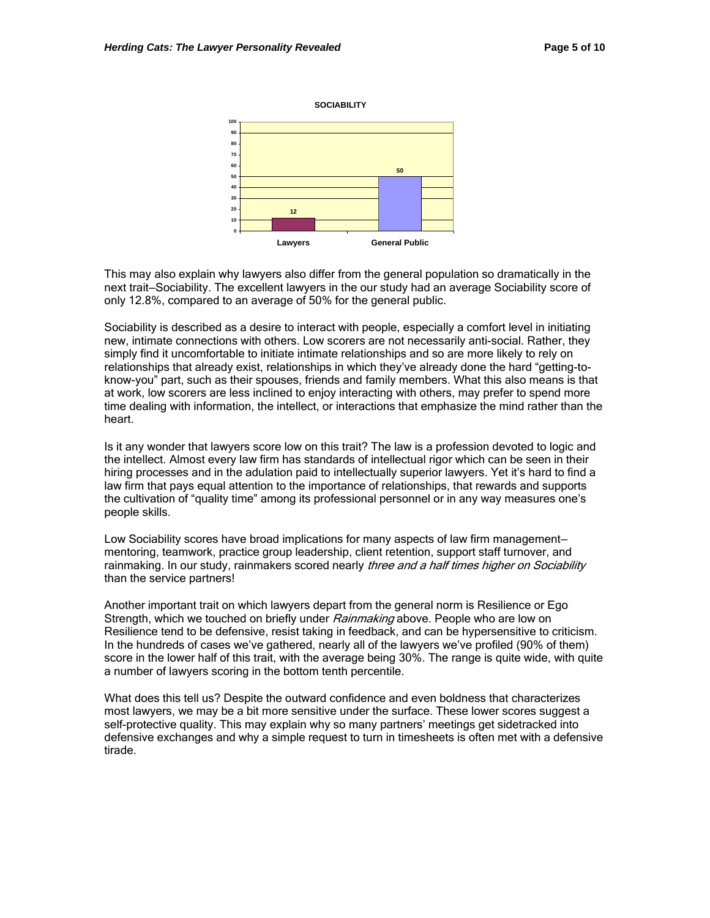**SOCIABILITY**

| | Lawyers | General Public |
|---|---|---|
| Sociability | 12 | 50 |

This may also explain why lawyers also differ from the general population so dramatically in the next trait—Sociability. The excellent lawyers in the our study had an average Sociability score of only 12.8%, compared to an average of 50% for the general public.

Sociability is described as a desire to interact with people, especially a comfort level in initiating new, intimate connections with others. Low scorers are not necessarily anti-social. Rather, they simply find it uncomfortable to initiate intimate relationships and so are more likely to rely on relationships that already exist, relationships in which they've already done the hard "getting-to-know-you" part, such as their spouses, friends and family members. What this also means is that at work, low scorers are less inclined to enjoy interacting with others, may prefer to spend more time dealing with information, the intellect, or interactions that emphasize the mind rather than the heart.

Is it any wonder that lawyers score low on this trait? The law is a profession devoted to logic and the intellect. Almost every law firm has standards of intellectual rigor which can be seen in their hiring processes and in the adulation paid to intellectually superior lawyers. Yet it's hard to find a law firm that pays equal attention to the importance of relationships, that rewards and supports the cultivation of "quality time" among its professional personnel or in any way measures one's people skills.

Low Sociability scores have broad implications for many aspects of law firm management—mentoring, teamwork, practice group leadership, client retention, support staff turnover, and rainmaking. In our study, rainmakers scored nearly *three and a half times higher on Sociability* than the service partners!

Another important trait on which lawyers depart from the general norm is Resilience or Ego Strength, which we touched on briefly under *Rainmaking* above. People who are low on Resilience tend to be defensive, resist taking in feedback, and can be hypersensitive to criticism. In the hundreds of cases we've gathered, nearly all of the lawyers we've profiled (90% of them) score in the lower half of this trait, with the average being 30%. The range is quite wide, with quite a number of lawyers scoring in the bottom tenth percentile.

What does this tell us? Despite the outward confidence and even boldness that characterizes most lawyers, we may be a bit more sensitive under the surface. These lower scores suggest a self-protective quality. This may explain why so many partners' meetings get sidetracked into defensive exchanges and why a simple request to turn in timesheets is often met with a defensive tirade.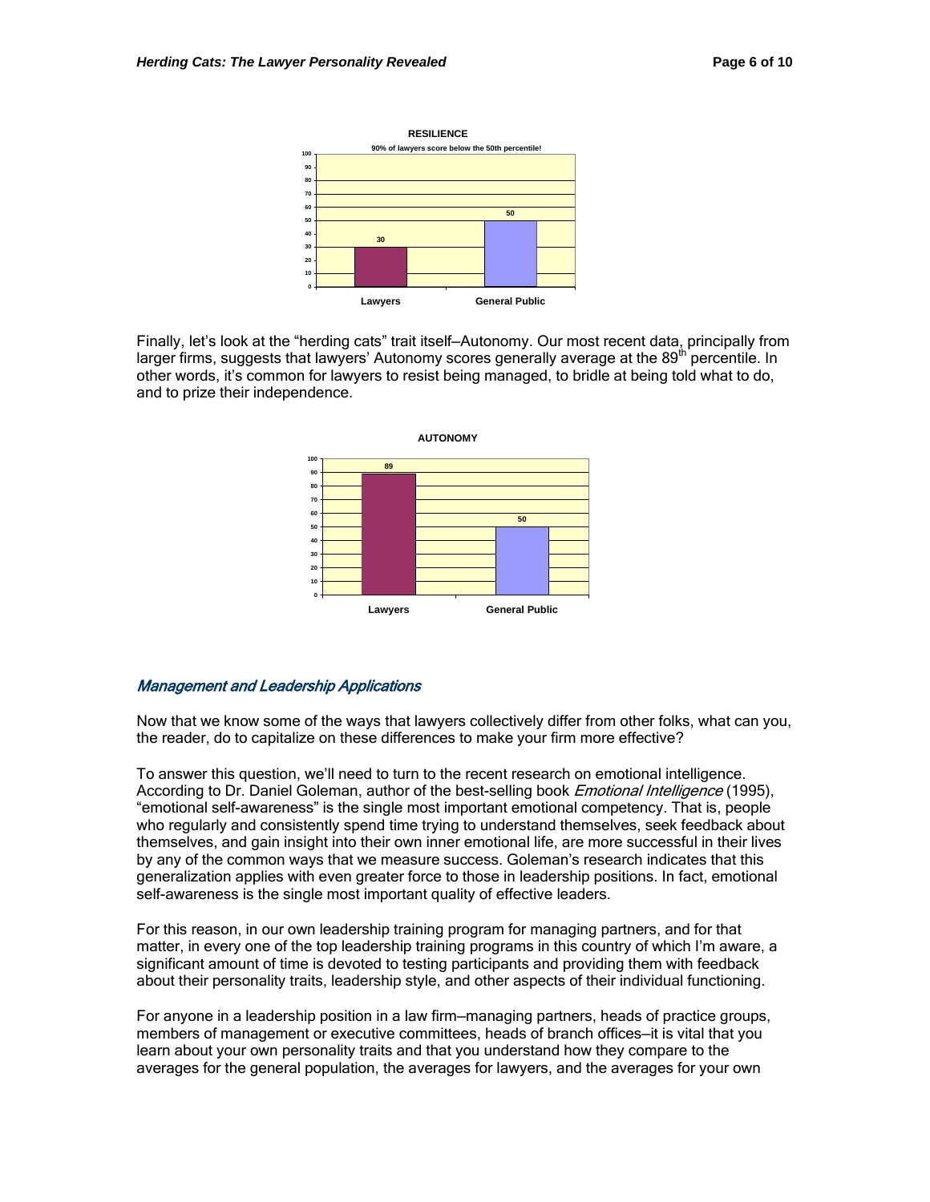**RESILIENCE**

90% of lawyers score below the 50th percentile!

| | Lawyers | General Public |
|---|---|---|
| Resilience | 30 | 50 |

Finally, let's look at the "herding cats" trait itself—Autonomy. Our most recent data, principally from larger firms, suggests that lawyers' Autonomy scores generally average at the 89th percentile. In other words, it's common for lawyers to resist being managed, to bridle at being told what to do, and to prize their independence.

**AUTONOMY**

| | Lawyers | General Public |
|---|---|---|
| Autonomy | 89 | 50 |

### *Management and Leadership Applications*

Now that we know some of the ways that lawyers collectively differ from other folks, what can you, the reader, do to capitalize on these differences to make your firm more effective?

To answer this question, we'll need to turn to the recent research on emotional intelligence. According to Dr. Daniel Goleman, author of the best-selling book *Emotional Intelligence* (1995), "emotional self-awareness" is the single most important emotional competency. That is, people who regularly and consistently spend time trying to understand themselves, seek feedback about themselves, and gain insight into their own inner emotional life, are more successful in their lives by any of the common ways that we measure success. Goleman's research indicates that this generalization applies with even greater force to those in leadership positions. In fact, emotional self-awareness is the single most important quality of effective leaders.

For this reason, in our own leadership training program for managing partners, and for that matter, in every one of the top leadership training programs in this country of which I'm aware, a significant amount of time is devoted to testing participants and providing them with feedback about their personality traits, leadership style, and other aspects of their individual functioning.

For anyone in a leadership position in a law firm—managing partners, heads of practice groups, members of management or executive committees, heads of branch offices—it is vital that you learn about your own personality traits and that you understand how they compare to the averages for the general population, the averages for lawyers, and the averages for your own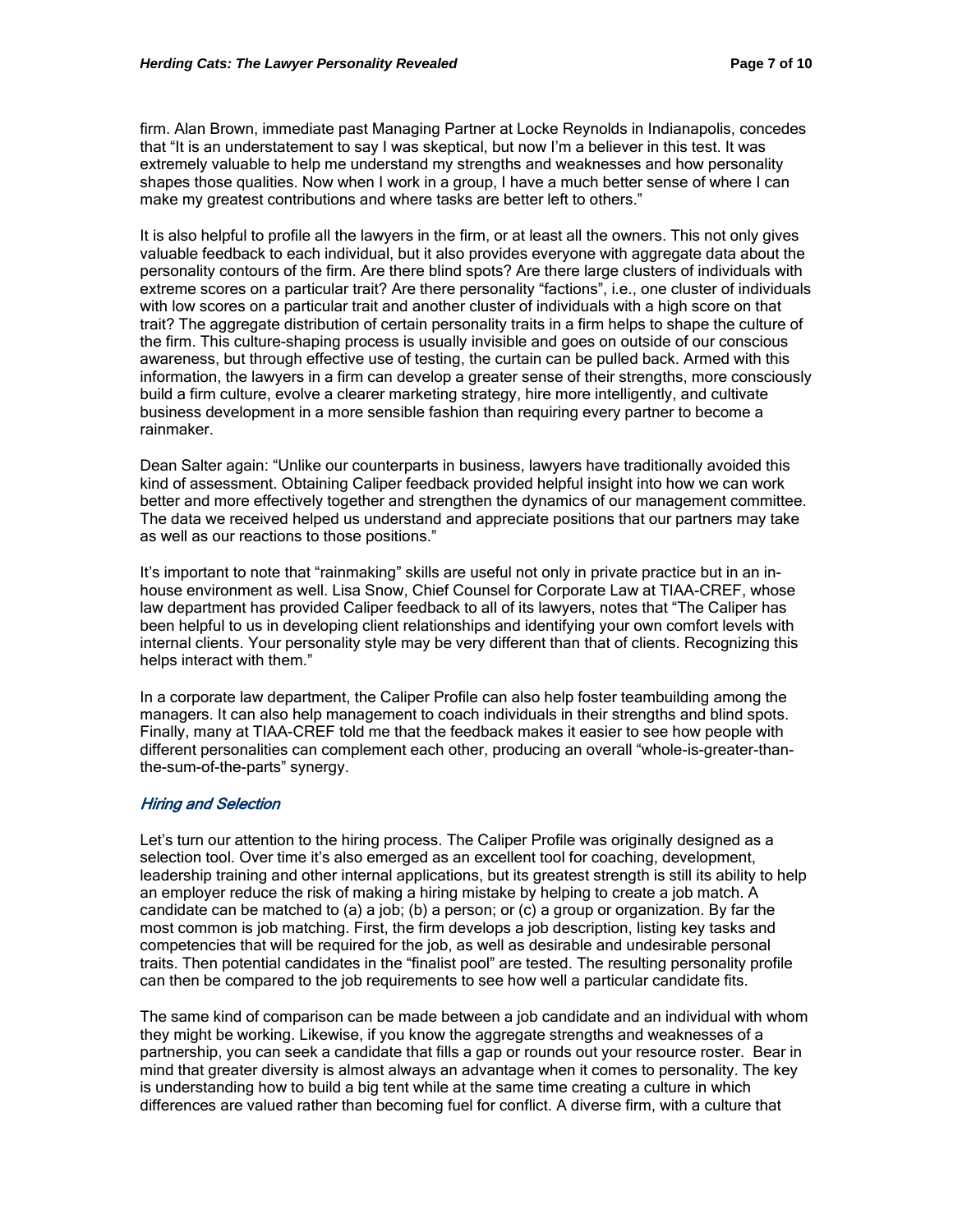firm. Alan Brown, immediate past Managing Partner at Locke Reynolds in Indianapolis, concedes that "It is an understatement to say I was skeptical, but now I'm a believer in this test. It was extremely valuable to help me understand my strengths and weaknesses and how personality shapes those qualities. Now when I work in a group, I have a much better sense of where I can make my greatest contributions and where tasks are better left to others."

It is also helpful to profile all the lawyers in the firm, or at least all the owners. This not only gives valuable feedback to each individual, but it also provides everyone with aggregate data about the personality contours of the firm. Are there blind spots? Are there large clusters of individuals with extreme scores on a particular trait? Are there personality "factions", i.e., one cluster of individuals with low scores on a particular trait and another cluster of individuals with a high score on that trait? The aggregate distribution of certain personality traits in a firm helps to shape the culture of the firm. This culture-shaping process is usually invisible and goes on outside of our conscious awareness, but through effective use of testing, the curtain can be pulled back. Armed with this information, the lawyers in a firm can develop a greater sense of their strengths, more consciously build a firm culture, evolve a clearer marketing strategy, hire more intelligently, and cultivate business development in a more sensible fashion than requiring every partner to become a rainmaker.

Dean Salter again: "Unlike our counterparts in business, lawyers have traditionally avoided this kind of assessment. Obtaining Caliper feedback provided helpful insight into how we can work better and more effectively together and strengthen the dynamics of our management committee. The data we received helped us understand and appreciate positions that our partners may take as well as our reactions to those positions."

It's important to note that "rainmaking" skills are useful not only in private practice but in an in-house environment as well. Lisa Snow, Chief Counsel for Corporate Law at TIAA-CREF, whose law department has provided Caliper feedback to all of its lawyers, notes that "The Caliper has been helpful to us in developing client relationships and identifying your own comfort levels with internal clients. Your personality style may be very different than that of clients. Recognizing this helps interact with them."

In a corporate law department, the Caliper Profile can also help foster teambuilding among the managers. It can also help management to coach individuals in their strengths and blind spots. Finally, many at TIAA-CREF told me that the feedback makes it easier to see how people with different personalities can complement each other, producing an overall "whole-is-greater-than-the-sum-of-the-parts" synergy.

### *Hiring and Selection*

Let's turn our attention to the hiring process. The Caliper Profile was originally designed as a selection tool. Over time it's also emerged as an excellent tool for coaching, development, leadership training and other internal applications, but its greatest strength is still its ability to help an employer reduce the risk of making a hiring mistake by helping to create a job match. A candidate can be matched to (a) a job; (b) a person; or (c) a group or organization. By far the most common is job matching. First, the firm develops a job description, listing key tasks and competencies that will be required for the job, as well as desirable and undesirable personal traits. Then potential candidates in the "finalist pool" are tested. The resulting personality profile can then be compared to the job requirements to see how well a particular candidate fits.

The same kind of comparison can be made between a job candidate and an individual with whom they might be working. Likewise, if you know the aggregate strengths and weaknesses of a partnership, you can seek a candidate that fills a gap or rounds out your resource roster. Bear in mind that greater diversity is almost always an advantage when it comes to personality. The key is understanding how to build a big tent while at the same time creating a culture in which differences are valued rather than becoming fuel for conflict. A diverse firm, with a culture that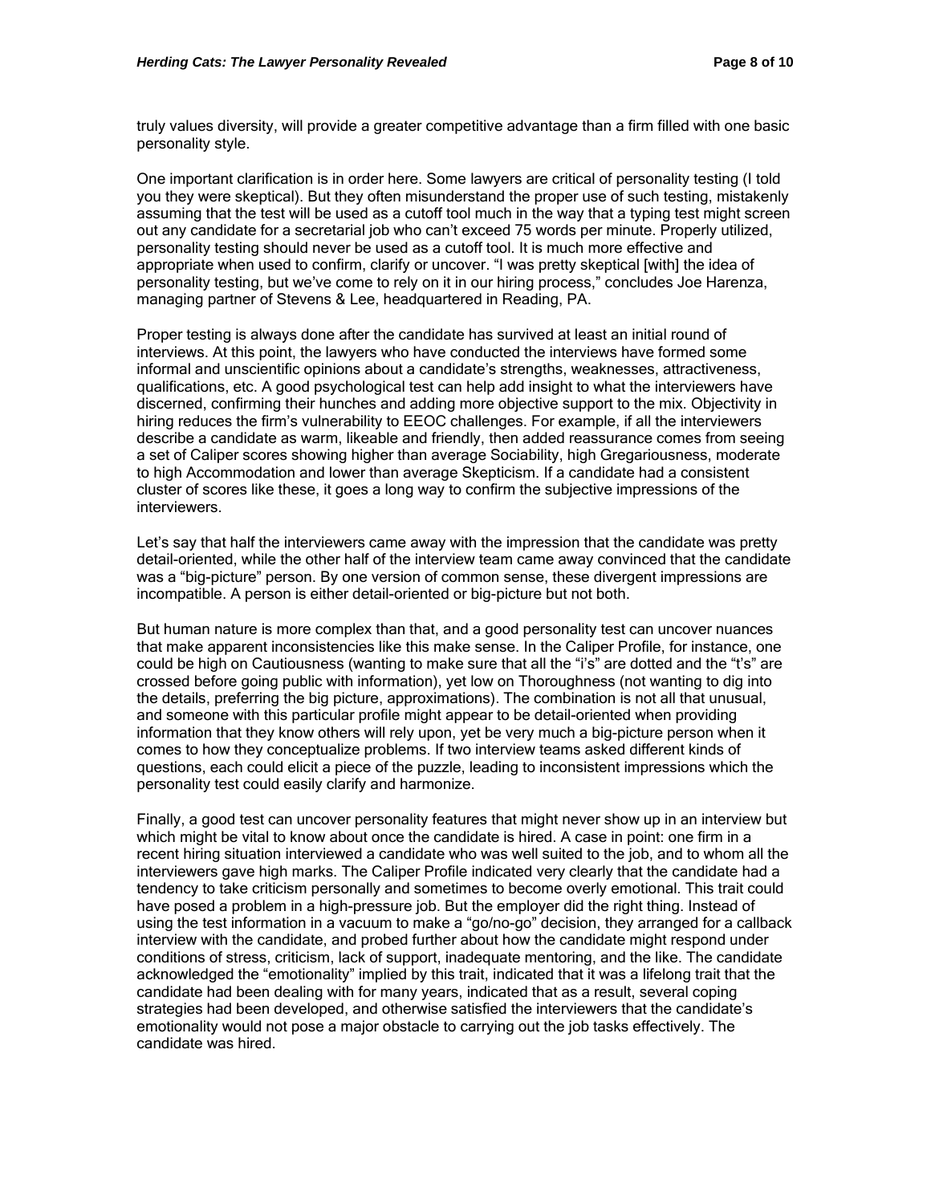truly values diversity, will provide a greater competitive advantage than a firm filled with one basic personality style.

One important clarification is in order here. Some lawyers are critical of personality testing (I told you they were skeptical). But they often misunderstand the proper use of such testing, mistakenly assuming that the test will be used as a cutoff tool much in the way that a typing test might screen out any candidate for a secretarial job who can't exceed 75 words per minute. Properly utilized, personality testing should never be used as a cutoff tool. It is much more effective and appropriate when used to confirm, clarify or uncover. "I was pretty skeptical [with] the idea of personality testing, but we've come to rely on it in our hiring process," concludes Joe Harenza, managing partner of Stevens & Lee, headquartered in Reading, PA.

Proper testing is always done after the candidate has survived at least an initial round of interviews. At this point, the lawyers who have conducted the interviews have formed some informal and unscientific opinions about a candidate's strengths, weaknesses, attractiveness, qualifications, etc. A good psychological test can help add insight to what the interviewers have discerned, confirming their hunches and adding more objective support to the mix. Objectivity in hiring reduces the firm's vulnerability to EEOC challenges. For example, if all the interviewers describe a candidate as warm, likeable and friendly, then added reassurance comes from seeing a set of Caliper scores showing higher than average Sociability, high Gregariousness, moderate to high Accommodation and lower than average Skepticism. If a candidate had a consistent cluster of scores like these, it goes a long way to confirm the subjective impressions of the interviewers.

Let's say that half the interviewers came away with the impression that the candidate was pretty detail-oriented, while the other half of the interview team came away convinced that the candidate was a "big-picture" person. By one version of common sense, these divergent impressions are incompatible. A person is either detail-oriented or big-picture but not both.

But human nature is more complex than that, and a good personality test can uncover nuances that make apparent inconsistencies like this make sense. In the Caliper Profile, for instance, one could be high on Cautiousness (wanting to make sure that all the "i's" are dotted and the "t's" are crossed before going public with information), yet low on Thoroughness (not wanting to dig into the details, preferring the big picture, approximations). The combination is not all that unusual, and someone with this particular profile might appear to be detail-oriented when providing information that they know others will rely upon, yet be very much a big-picture person when it comes to how they conceptualize problems. If two interview teams asked different kinds of questions, each could elicit a piece of the puzzle, leading to inconsistent impressions which the personality test could easily clarify and harmonize.

Finally, a good test can uncover personality features that might never show up in an interview but which might be vital to know about once the candidate is hired. A case in point: one firm in a recent hiring situation interviewed a candidate who was well suited to the job, and to whom all the interviewers gave high marks. The Caliper Profile indicated very clearly that the candidate had a tendency to take criticism personally and sometimes to become overly emotional. This trait could have posed a problem in a high-pressure job. But the employer did the right thing. Instead of using the test information in a vacuum to make a "go/no-go" decision, they arranged for a callback interview with the candidate, and probed further about how the candidate might respond under conditions of stress, criticism, lack of support, inadequate mentoring, and the like. The candidate acknowledged the "emotionality" implied by this trait, indicated that it was a lifelong trait that the candidate had been dealing with for many years, indicated that as a result, several coping strategies had been developed, and otherwise satisfied the interviewers that the candidate's emotionality would not pose a major obstacle to carrying out the job tasks effectively. The candidate was hired.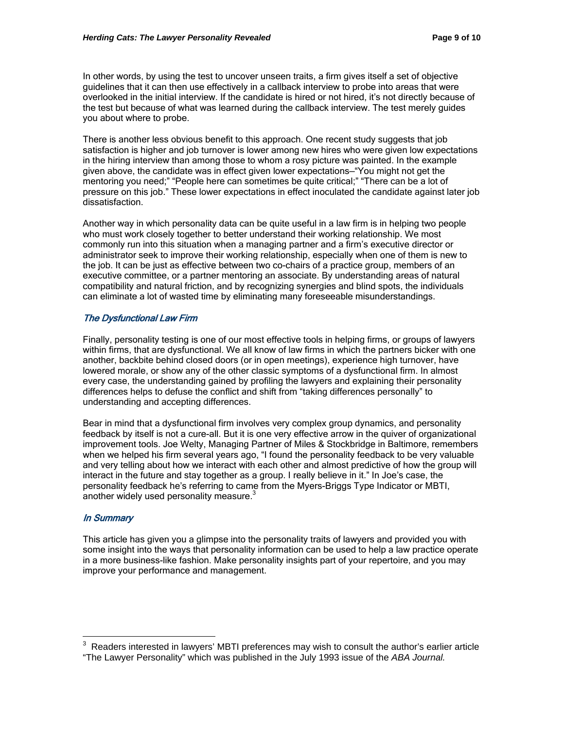In other words, by using the test to uncover unseen traits, a firm gives itself a set of objective guidelines that it can then use effectively in a callback interview to probe into areas that were overlooked in the initial interview. If the candidate is hired or not hired, it's not directly because of the test but because of what was learned during the callback interview. The test merely guides you about where to probe.

There is another less obvious benefit to this approach. One recent study suggests that job satisfaction is higher and job turnover is lower among new hires who were given low expectations in the hiring interview than among those to whom a rosy picture was painted. In the example given above, the candidate was in effect given lower expectations—"You might not get the mentoring you need;" "People here can sometimes be quite critical;" "There can be a lot of pressure on this job." These lower expectations in effect inoculated the candidate against later job dissatisfaction.

Another way in which personality data can be quite useful in a law firm is in helping two people who must work closely together to better understand their working relationship. We most commonly run into this situation when a managing partner and a firm's executive director or administrator seek to improve their working relationship, especially when one of them is new to the job. It can be just as effective between two co-chairs of a practice group, members of an executive committee, or a partner mentoring an associate. By understanding areas of natural compatibility and natural friction, and by recognizing synergies and blind spots, the individuals can eliminate a lot of wasted time by eliminating many foreseeable misunderstandings.

### *The Dysfunctional Law Firm*

Finally, personality testing is one of our most effective tools in helping firms, or groups of lawyers within firms, that are dysfunctional. We all know of law firms in which the partners bicker with one another, backbite behind closed doors (or in open meetings), experience high turnover, have lowered morale, or show any of the other classic symptoms of a dysfunctional firm. In almost every case, the understanding gained by profiling the lawyers and explaining their personality differences helps to defuse the conflict and shift from "taking differences personally" to understanding and accepting differences.

Bear in mind that a dysfunctional firm involves very complex group dynamics, and personality feedback by itself is not a cure-all. But it is one very effective arrow in the quiver of organizational improvement tools. Joe Welty, Managing Partner of Miles & Stockbridge in Baltimore, remembers when we helped his firm several years ago, "I found the personality feedback to be very valuable and very telling about how we interact with each other and almost predictive of how the group will interact in the future and stay together as a group. I really believe in it." In Joe's case, the personality feedback he's referring to came from the Myers-Briggs Type Indicator or MBTI, another widely used personality measure.[3]

### *In Summary*

This article has given you a glimpse into the personality traits of lawyers and provided you with some insight into the ways that personality information can be used to help a law practice operate in a more business-like fashion. Make personality insights part of your repertoire, and you may improve your performance and management.

---

[3] Readers interested in lawyers' MBTI preferences may wish to consult the author's earlier article "The Lawyer Personality" which was published in the July 1993 issue of the *ABA Journal.*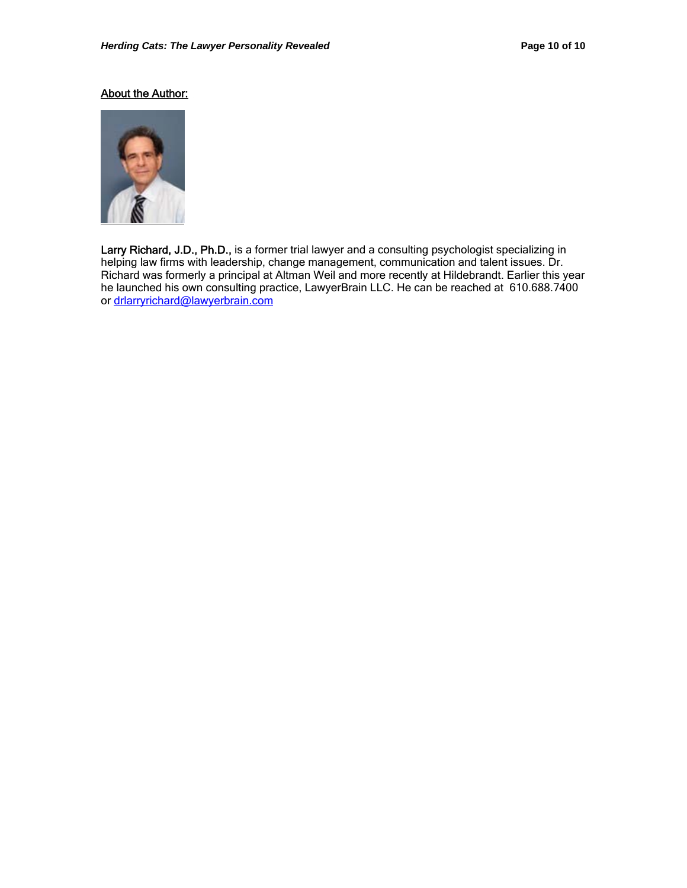About the Author:

**Larry Richard, J.D., Ph.D.,** is a former trial lawyer and a consulting psychologist specializing in helping law firms with leadership, change management, communication and talent issues. Dr. Richard was formerly a principal at Altman Weil and more recently at Hildebrandt. Earlier this year he launched his own consulting practice, LawyerBrain LLC. He can be reached at 610.688.7400 or drlarryrichard@lawyerbrain.com